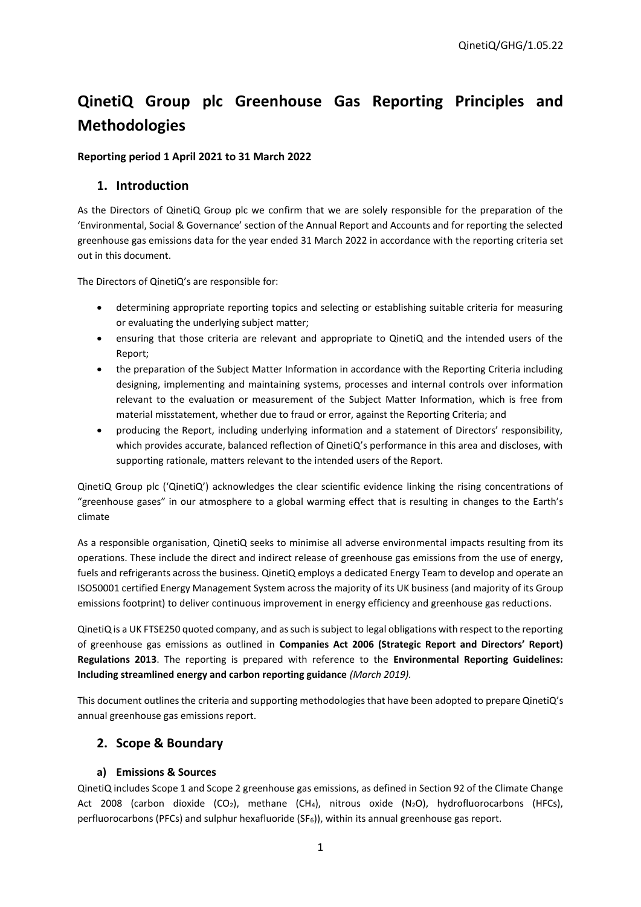# QinetiQ Group plc Greenhouse Gas Reporting Principles and Methodologies

**Reporting period 1 April 2021 to 31 March 2022**

## 1. Introduction

As the Directors of QinetiQ Group plc we confirm that we are solely responsible for the preparation of the 'Environmental, Social & Governance' section of the Annual Report and Accounts and for reporting the selected greenhouse gas emissions data for the year ended 31 March 2022 in accordance with the reporting criteria set out in this document.

The Directors of QinetiQ's are responsible for:

- determining appropriate reporting topics and selecting or establishing suitable criteria for measuring or evaluating the underlying subject matter;
- ensuring that those criteria are relevant and appropriate to QinetiQ and the intended users of the Report;
- the preparation of the Subject Matter Information in accordance with the Reporting Criteria including designing, implementing and maintaining systems, processes and internal controls over information relevant to the evaluation or measurement of the Subject Matter Information, which is free from material misstatement, whether due to fraud or error, against the Reporting Criteria; and
- producing the Report, including underlying information and a statement of Directors' responsibility, which provides accurate, balanced reflection of QinetiQ's performance in this area and discloses, with supporting rationale, matters relevant to the intended users of the Report.

QinetiQ Group plc ('QinetiQ') acknowledges the clear scientific evidence linking the rising concentrations of "greenhouse gases" in our atmosphere to a global warming effect that is resulting in changes to the Earth's climate

As a responsible organisation, QinetiQ seeks to minimise all adverse environmental impacts resulting from its operations. These include the direct and indirect release of greenhouse gas emissions from the use of energy, fuels and refrigerants across the business. QinetiQ employs a dedicated Energy Team to develop and operate an ISO50001 certified Energy Management System across the majority of its UK business (and majority of its Group emissions footprint) to deliver continuous improvement in energy efficiency and greenhouse gas reductions.

QinetiQ is a UK FTSE250 quoted company, and as such is subject to legal obligations with respect to the reporting of greenhouse gas emissions as outlined in **Companies Act 2006 (Strategic Report and Directors' Report) Regulations 2013**. The reporting is prepared with reference to the **Environmental Reporting Guidelines: Including streamlined energy and carbon reporting guidance** *(March 2019).*

This document outlines the criteria and supporting methodologies that have been adopted to prepare QinetiQ's annual greenhouse gas emissions report.

## 2. Scope & Boundary

### a) Emissions & Sources

QinetiQ includes Scope 1 and Scope 2 greenhouse gas emissions, as defined in Section 92 of the Climate Change Act 2008 (carbon dioxide ($CO_2$), methane ($CH_4$), nitrous oxide ($N_2O$), hydrofluorocarbons (HFCs), perfluorocarbons (PFCs) and sulphur hexafluoride ($SF_6$)), within its annual greenhouse gas report.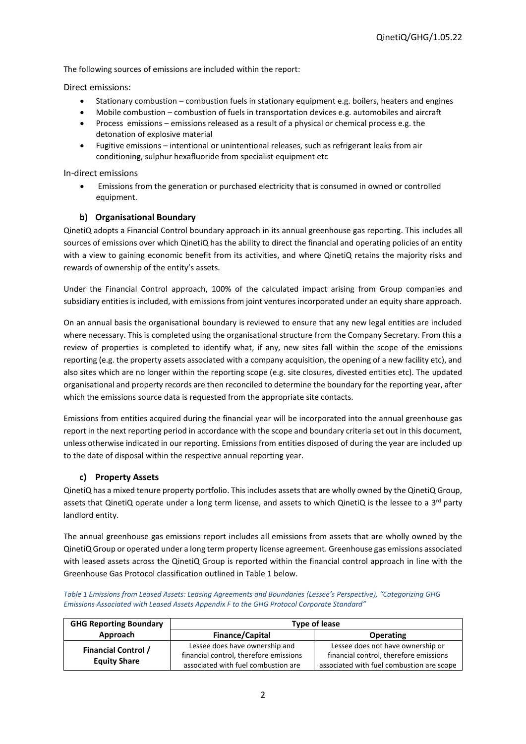The following sources of emissions are included within the report:

Direct emissions:

- Stationary combustion – combustion fuels in stationary equipment e.g. boilers, heaters and engines
- Mobile combustion – combustion of fuels in transportation devices e.g. automobiles and aircraft
- Process emissions – emissions released as a result of a physical or chemical process e.g. the detonation of explosive material
- Fugitive emissions – intentional or unintentional releases, such as refrigerant leaks from air conditioning, sulphur hexafluoride from specialist equipment etc

In-direct emissions

- Emissions from the generation or purchased electricity that is consumed in owned or controlled equipment.

### b) Organisational Boundary

QinetiQ adopts a Financial Control boundary approach in its annual greenhouse gas reporting. This includes all sources of emissions over which QinetiQ has the ability to direct the financial and operating policies of an entity with a view to gaining economic benefit from its activities, and where QinetiQ retains the majority risks and rewards of ownership of the entity's assets.

Under the Financial Control approach, 100% of the calculated impact arising from Group companies and subsidiary entities is included, with emissions from joint ventures incorporated under an equity share approach.

On an annual basis the organisational boundary is reviewed to ensure that any new legal entities are included where necessary. This is completed using the organisational structure from the Company Secretary. From this a review of properties is completed to identify what, if any, new sites fall within the scope of the emissions reporting (e.g. the property assets associated with a company acquisition, the opening of a new facility etc), and also sites which are no longer within the reporting scope (e.g. site closures, divested entities etc). The updated organisational and property records are then reconciled to determine the boundary for the reporting year, after which the emissions source data is requested from the appropriate site contacts.

Emissions from entities acquired during the financial year will be incorporated into the annual greenhouse gas report in the next reporting period in accordance with the scope and boundary criteria set out in this document, unless otherwise indicated in our reporting. Emissions from entities disposed of during the year are included up to the date of disposal within the respective annual reporting year.

### c) Property Assets

QinetiQ has a mixed tenure property portfolio. This includes assets that are wholly owned by the QinetiQ Group, assets that QinetiQ operate under a long term license, and assets to which QinetiQ is the lessee to a 3rd party landlord entity.

The annual greenhouse gas emissions report includes all emissions from assets that are wholly owned by the QinetiQ Group or operated under a long term property license agreement. Greenhouse gas emissions associated with leased assets across the QinetiQ Group is reported within the financial control approach in line with the Greenhouse Gas Protocol classification outlined in Table 1 below.

*Table 1 Emissions from Leased Assets: Leasing Agreements and Boundaries (Lessee's Perspective), "Categorizing GHG Emissions Associated with Leased Assets Appendix F to the GHG Protocol Corporate Standard"*

| GHG Reporting Boundary Approach | Type of lease | |
|---|---|---|
| | **Finance/Capital** | **Operating** |
| **Financial Control / Equity Share** | Lessee does have ownership and financial control, therefore emissions associated with fuel combustion are | Lessee does not have ownership or financial control, therefore emissions associated with fuel combustion are scope |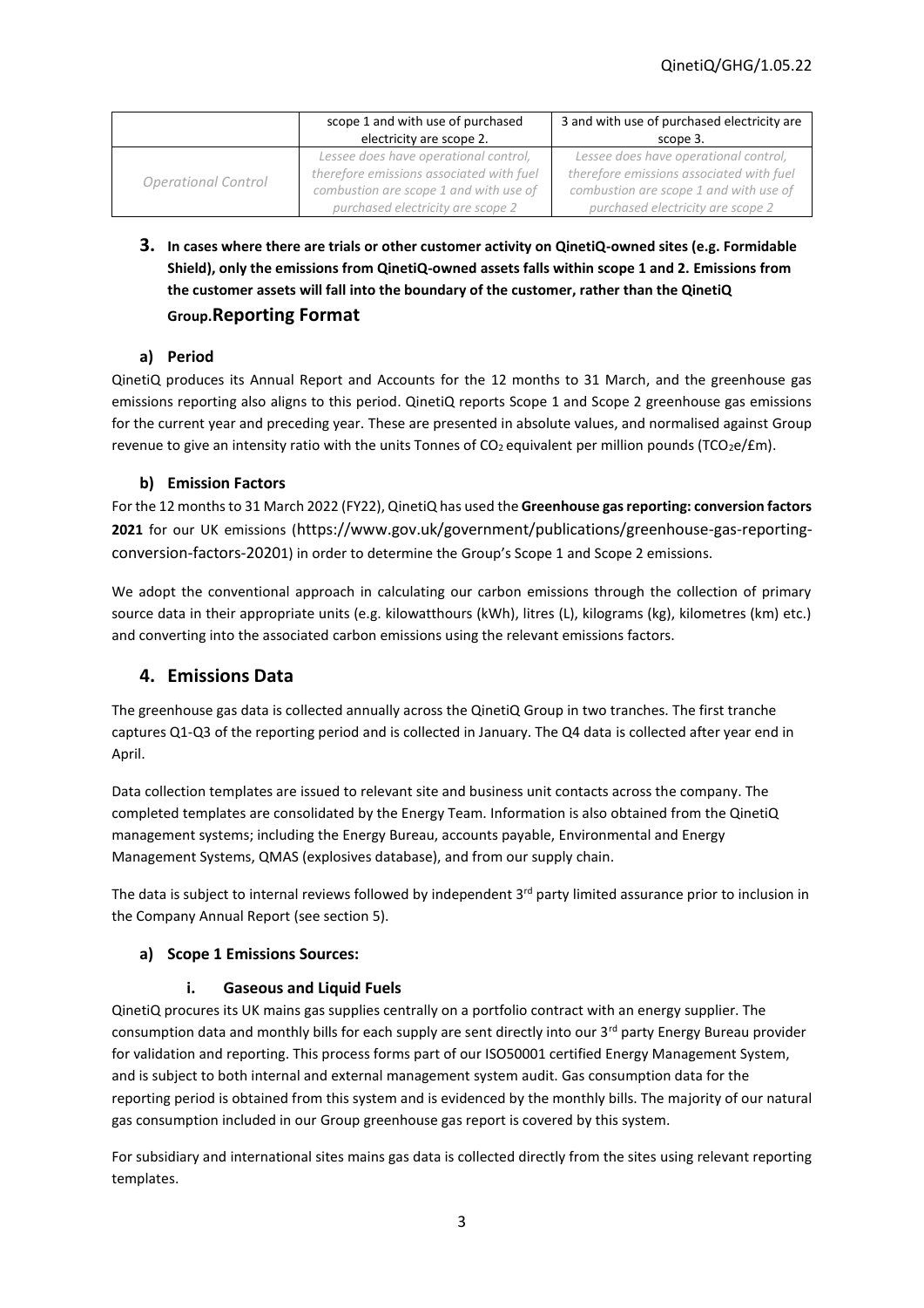| | scope 1 and with use of purchased electricity are scope 2. | 3 and with use of purchased electricity are scope 3. |
|---|---|---|
| *Operational Control* | *Lessee does have operational control, therefore emissions associated with fuel combustion are scope 1 and with use of purchased electricity are scope 2* | *Lessee does have operational control, therefore emissions associated with fuel combustion are scope 1 and with use of purchased electricity are scope 2* |

**3. In cases where there are trials or other customer activity on QinetiQ-owned sites (e.g. Formidable Shield), only the emissions from QinetiQ-owned assets falls within scope 1 and 2. Emissions from the customer assets will fall into the boundary of the customer, rather than the QinetiQ Group.**

## Reporting Format

### a) Period

QinetiQ produces its Annual Report and Accounts for the 12 months to 31 March, and the greenhouse gas emissions reporting also aligns to this period. QinetiQ reports Scope 1 and Scope 2 greenhouse gas emissions for the current year and preceding year. These are presented in absolute values, and normalised against Group revenue to give an intensity ratio with the units Tonnes of $CO_2$ equivalent per million pounds ($TCO_2e$/£m).

### b) Emission Factors

For the 12 months to 31 March 2022 (FY22), QinetiQ has used the **Greenhouse gas reporting: conversion factors 2021** for our UK emissions (https://www.gov.uk/government/publications/greenhouse-gas-reporting-conversion-factors-20201) in order to determine the Group's Scope 1 and Scope 2 emissions.

We adopt the conventional approach in calculating our carbon emissions through the collection of primary source data in their appropriate units (e.g. kilowatthours (kWh), litres (L), kilograms (kg), kilometres (km) etc.) and converting into the associated carbon emissions using the relevant emissions factors.

## 4. Emissions Data

The greenhouse gas data is collected annually across the QinetiQ Group in two tranches. The first tranche captures Q1-Q3 of the reporting period and is collected in January. The Q4 data is collected after year end in April.

Data collection templates are issued to relevant site and business unit contacts across the company. The completed templates are consolidated by the Energy Team. Information is also obtained from the QinetiQ management systems; including the Energy Bureau, accounts payable, Environmental and Energy Management Systems, QMAS (explosives database), and from our supply chain.

The data is subject to internal reviews followed by independent 3rd party limited assurance prior to inclusion in the Company Annual Report (see section 5).

### a) Scope 1 Emissions Sources:

#### i. Gaseous and Liquid Fuels

QinetiQ procures its UK mains gas supplies centrally on a portfolio contract with an energy supplier. The consumption data and monthly bills for each supply are sent directly into our 3rd party Energy Bureau provider for validation and reporting. This process forms part of our ISO50001 certified Energy Management System, and is subject to both internal and external management system audit. Gas consumption data for the reporting period is obtained from this system and is evidenced by the monthly bills. The majority of our natural gas consumption included in our Group greenhouse gas report is covered by this system.

For subsidiary and international sites mains gas data is collected directly from the sites using relevant reporting templates.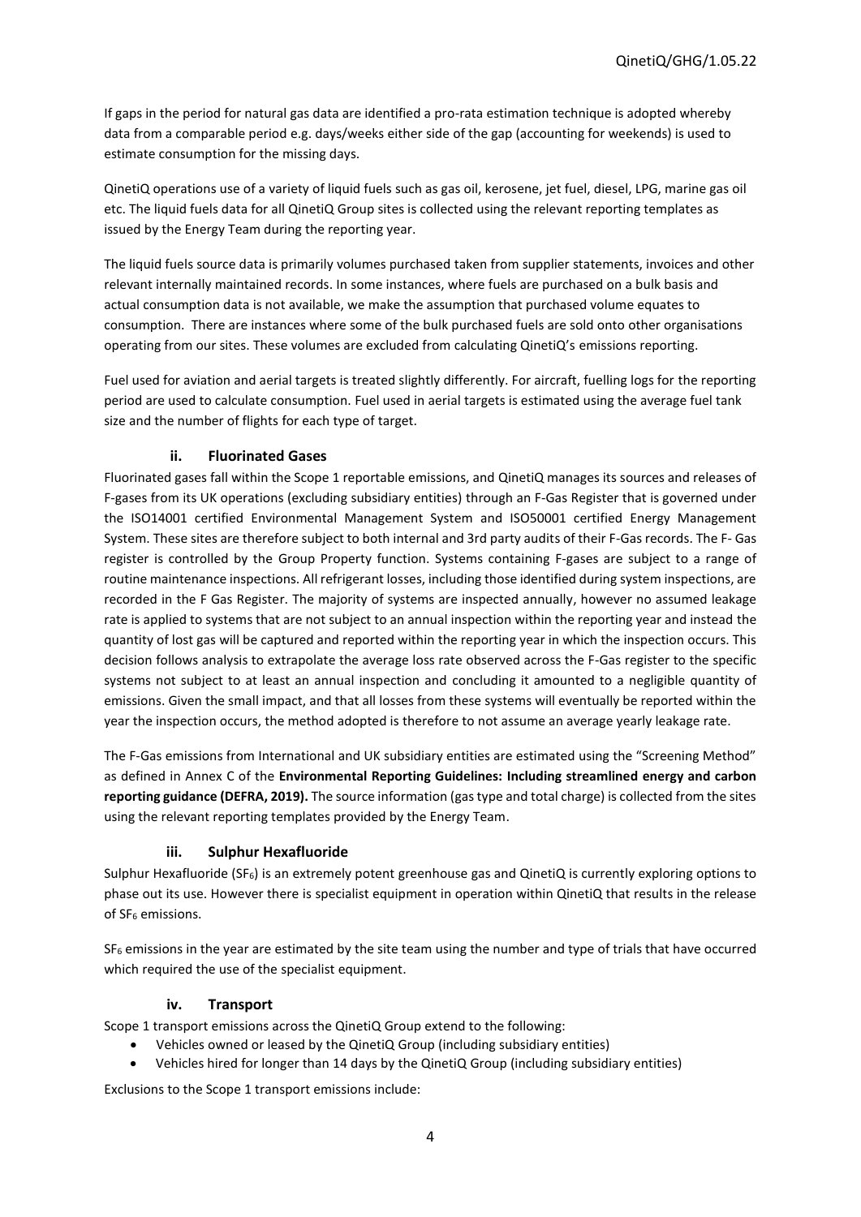If gaps in the period for natural gas data are identified a pro-rata estimation technique is adopted whereby data from a comparable period e.g. days/weeks either side of the gap (accounting for weekends) is used to estimate consumption for the missing days.

QinetiQ operations use of a variety of liquid fuels such as gas oil, kerosene, jet fuel, diesel, LPG, marine gas oil etc. The liquid fuels data for all QinetiQ Group sites is collected using the relevant reporting templates as issued by the Energy Team during the reporting year.

The liquid fuels source data is primarily volumes purchased taken from supplier statements, invoices and other relevant internally maintained records. In some instances, where fuels are purchased on a bulk basis and actual consumption data is not available, we make the assumption that purchased volume equates to consumption. There are instances where some of the bulk purchased fuels are sold onto other organisations operating from our sites. These volumes are excluded from calculating QinetiQ's emissions reporting.

Fuel used for aviation and aerial targets is treated slightly differently. For aircraft, fuelling logs for the reporting period are used to calculate consumption. Fuel used in aerial targets is estimated using the average fuel tank size and the number of flights for each type of target.

### ii. Fluorinated Gases

Fluorinated gases fall within the Scope 1 reportable emissions, and QinetiQ manages its sources and releases of F-gases from its UK operations (excluding subsidiary entities) through an F-Gas Register that is governed under the ISO14001 certified Environmental Management System and ISO50001 certified Energy Management System. These sites are therefore subject to both internal and 3rd party audits of their F-Gas records. The F- Gas register is controlled by the Group Property function. Systems containing F-gases are subject to a range of routine maintenance inspections. All refrigerant losses, including those identified during system inspections, are recorded in the F Gas Register. The majority of systems are inspected annually, however no assumed leakage rate is applied to systems that are not subject to an annual inspection within the reporting year and instead the quantity of lost gas will be captured and reported within the reporting year in which the inspection occurs. This decision follows analysis to extrapolate the average loss rate observed across the F-Gas register to the specific systems not subject to at least an annual inspection and concluding it amounted to a negligible quantity of emissions. Given the small impact, and that all losses from these systems will eventually be reported within the year the inspection occurs, the method adopted is therefore to not assume an average yearly leakage rate.

The F-Gas emissions from International and UK subsidiary entities are estimated using the "Screening Method" as defined in Annex C of the **Environmental Reporting Guidelines: Including streamlined energy and carbon reporting guidance (DEFRA, 2019).** The source information (gas type and total charge) is collected from the sites using the relevant reporting templates provided by the Energy Team.

### iii. Sulphur Hexafluoride

Sulphur Hexafluoride ($SF_6$) is an extremely potent greenhouse gas and QinetiQ is currently exploring options to phase out its use. However there is specialist equipment in operation within QinetiQ that results in the release of $SF_6$ emissions.

$SF_6$ emissions in the year are estimated by the site team using the number and type of trials that have occurred which required the use of the specialist equipment.

### iv. Transport

Scope 1 transport emissions across the QinetiQ Group extend to the following:

- Vehicles owned or leased by the QinetiQ Group (including subsidiary entities)
- Vehicles hired for longer than 14 days by the QinetiQ Group (including subsidiary entities)

Exclusions to the Scope 1 transport emissions include: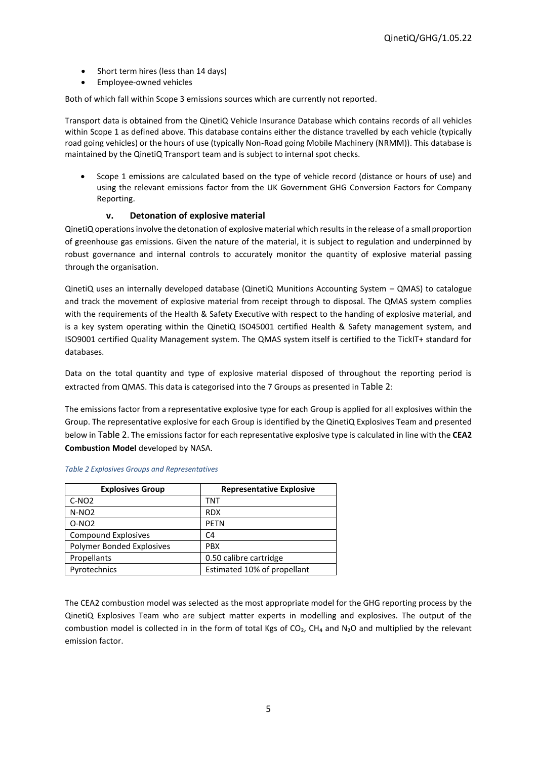- Short term hires (less than 14 days)
- Employee-owned vehicles

Both of which fall within Scope 3 emissions sources which are currently not reported.

Transport data is obtained from the QinetiQ Vehicle Insurance Database which contains records of all vehicles within Scope 1 as defined above. This database contains either the distance travelled by each vehicle (typically road going vehicles) or the hours of use (typically Non-Road going Mobile Machinery (NRMM)). This database is maintained by the QinetiQ Transport team and is subject to internal spot checks.

- Scope 1 emissions are calculated based on the type of vehicle record (distance or hours of use) and using the relevant emissions factor from the UK Government GHG Conversion Factors for Company Reporting.

### v. Detonation of explosive material

QinetiQ operations involve the detonation of explosive material which results in the release of a small proportion of greenhouse gas emissions. Given the nature of the material, it is subject to regulation and underpinned by robust governance and internal controls to accurately monitor the quantity of explosive material passing through the organisation.

QinetiQ uses an internally developed database (QinetiQ Munitions Accounting System – QMAS) to catalogue and track the movement of explosive material from receipt through to disposal. The QMAS system complies with the requirements of the Health & Safety Executive with respect to the handing of explosive material, and is a key system operating within the QinetiQ ISO45001 certified Health & Safety management system, and ISO9001 certified Quality Management system. The QMAS system itself is certified to the TickIT+ standard for databases.

Data on the total quantity and type of explosive material disposed of throughout the reporting period is extracted from QMAS. This data is categorised into the 7 Groups as presented in Table 2:

The emissions factor from a representative explosive type for each Group is applied for all explosives within the Group. The representative explosive for each Group is identified by the QinetiQ Explosives Team and presented below in Table 2. The emissions factor for each representative explosive type is calculated in line with the **CEA2 Combustion Model** developed by NASA.

*Table 2 Explosives Groups and Representatives*

| Explosives Group | Representative Explosive |
|---|---|
| C-NO2 | TNT |
| N-NO2 | RDX |
| O-NO2 | PETN |
| Compound Explosives | C4 |
| Polymer Bonded Explosives | PBX |
| Propellants | 0.50 calibre cartridge |
| Pyrotechnics | Estimated 10% of propellant |

The CEA2 combustion model was selected as the most appropriate model for the GHG reporting process by the QinetiQ Explosives Team who are subject matter experts in modelling and explosives. The output of the combustion model is collected in in the form of total Kgs of $CO_2$, $CH_4$ and $N_2O$ and multiplied by the relevant emission factor.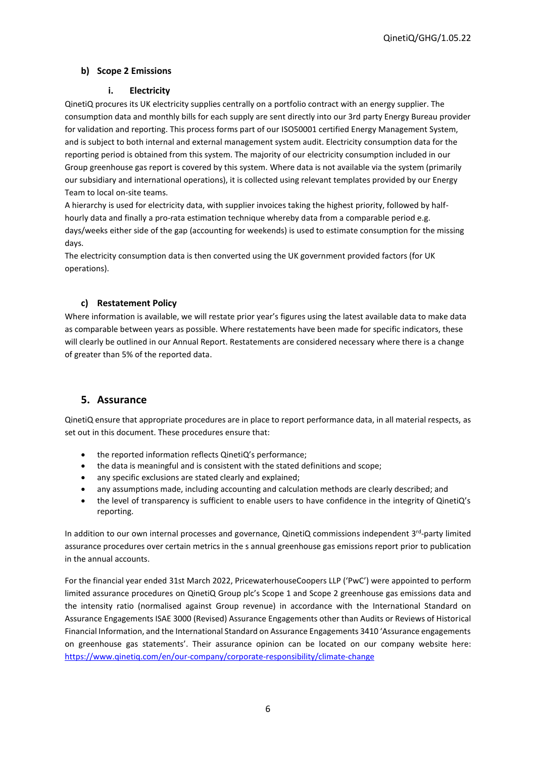### b) Scope 2 Emissions

#### i. Electricity

QinetiQ procures its UK electricity supplies centrally on a portfolio contract with an energy supplier. The consumption data and monthly bills for each supply are sent directly into our 3rd party Energy Bureau provider for validation and reporting. This process forms part of our ISO50001 certified Energy Management System, and is subject to both internal and external management system audit. Electricity consumption data for the reporting period is obtained from this system. The majority of our electricity consumption included in our Group greenhouse gas report is covered by this system. Where data is not available via the system (primarily our subsidiary and international operations), it is collected using relevant templates provided by our Energy Team to local on-site teams.

A hierarchy is used for electricity data, with supplier invoices taking the highest priority, followed by half-hourly data and finally a pro-rata estimation technique whereby data from a comparable period e.g. days/weeks either side of the gap (accounting for weekends) is used to estimate consumption for the missing days.

The electricity consumption data is then converted using the UK government provided factors (for UK operations).

### c) Restatement Policy

Where information is available, we will restate prior year's figures using the latest available data to make data as comparable between years as possible. Where restatements have been made for specific indicators, these will clearly be outlined in our Annual Report. Restatements are considered necessary where there is a change of greater than 5% of the reported data.

## 5. Assurance

QinetiQ ensure that appropriate procedures are in place to report performance data, in all material respects, as set out in this document. These procedures ensure that:

- the reported information reflects QinetiQ's performance;
- the data is meaningful and is consistent with the stated definitions and scope;
- any specific exclusions are stated clearly and explained;
- any assumptions made, including accounting and calculation methods are clearly described; and
- the level of transparency is sufficient to enable users to have confidence in the integrity of QinetiQ's reporting.

In addition to our own internal processes and governance, QinetiQ commissions independent 3rd-party limited assurance procedures over certain metrics in the s annual greenhouse gas emissions report prior to publication in the annual accounts.

For the financial year ended 31st March 2022, PricewaterhouseCoopers LLP ('PwC') were appointed to perform limited assurance procedures on QinetiQ Group plc's Scope 1 and Scope 2 greenhouse gas emissions data and the intensity ratio (normalised against Group revenue) in accordance with the International Standard on Assurance Engagements ISAE 3000 (Revised) Assurance Engagements other than Audits or Reviews of Historical Financial Information, and the International Standard on Assurance Engagements 3410 'Assurance engagements on greenhouse gas statements'. Their assurance opinion can be located on our company website here: https://www.qinetiq.com/en/our-company/corporate-responsibility/climate-change